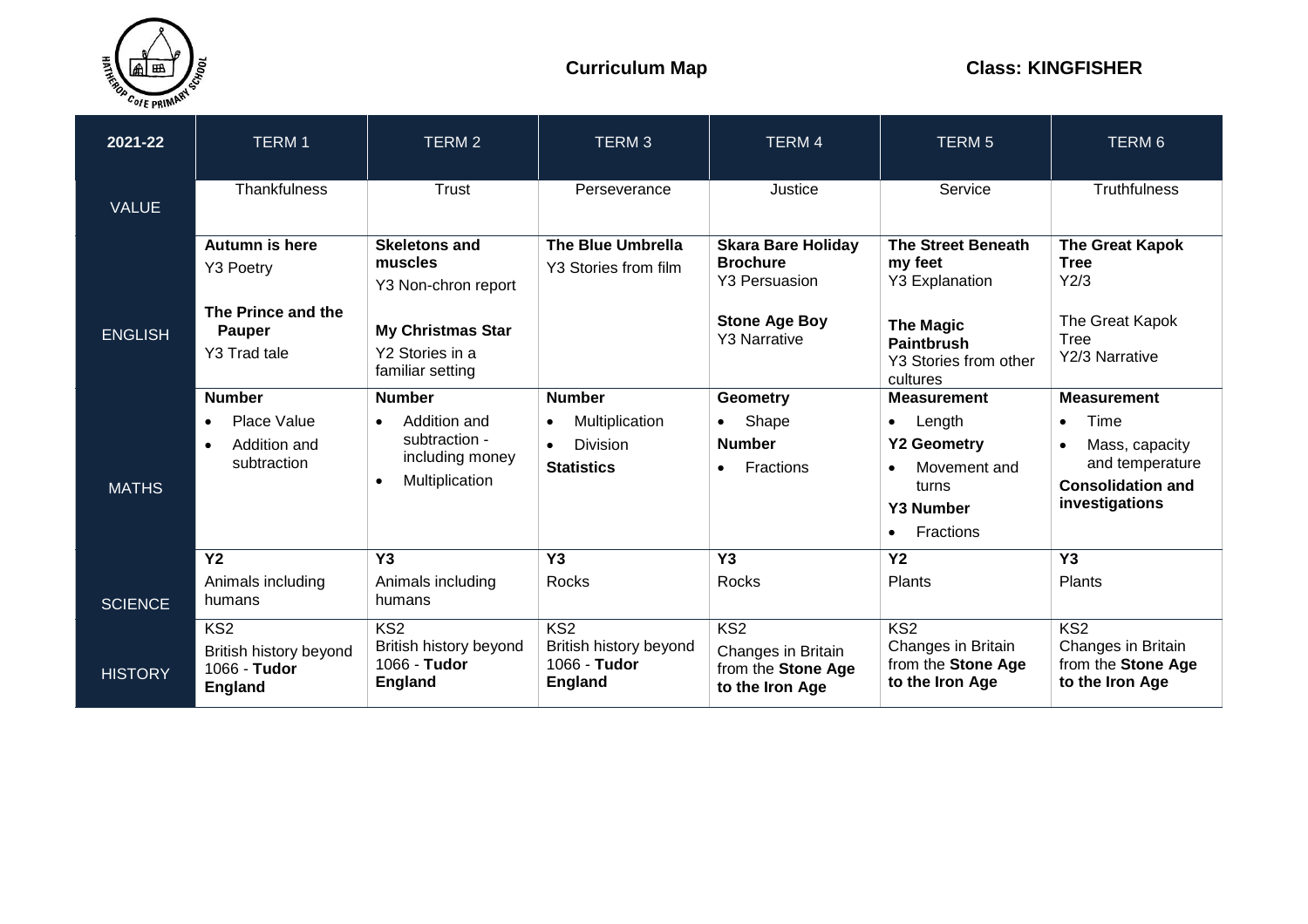**Curriculum Map** **Class: KINGFISHER**

| 2021-22 | TERM 1 | TERM 2 | TERM 3 | TERM 4 | TERM 5 | TERM 6 |
|---|---|---|---|---|---|---|
| VALUE | Thankfulness | Trust | Perseverance | Justice | Service | Truthfulness |
| ENGLISH | **Autumn is here**<br>Y3 Poetry<br><br>**The Prince and the Pauper**<br>Y3 Trad tale | **Skeletons and muscles**<br>Y3 Non-chron report<br><br>**My Christmas Star**<br>Y2 Stories in a familiar setting | **The Blue Umbrella**<br>Y3 Stories from film | **Skara Bare Holiday Brochure**<br>Y3 Persuasion<br><br>**Stone Age Boy**<br>Y3 Narrative | **The Street Beneath my feet**<br>Y3 Explanation<br><br>**The Magic Paintbrush**<br>Y3 Stories from other cultures | **The Great Kapok Tree**<br>Y2/3<br><br>The Great Kapok Tree<br>Y2/3 Narrative |
| MATHS | **Number**<br>• Place Value<br>• Addition and subtraction | **Number**<br>• Addition and subtraction - including money<br>• Multiplication | **Number**<br>• Multiplication<br>• Division<br>**Statistics** | **Geometry**<br>• Shape<br>**Number**<br>• Fractions | **Measurement**<br>• Length<br>**Y2 Geometry**<br>• Movement and turns<br>**Y3 Number**<br>• Fractions | **Measurement**<br>• Time<br>• Mass, capacity and temperature<br>**Consolidation and investigations** |
| SCIENCE | **Y2**<br>Animals including humans | **Y3**<br>Animals including humans | **Y3**<br>Rocks | **Y3**<br>Rocks | **Y2**<br>Plants | **Y3**<br>Plants |
| HISTORY | KS2<br>British history beyond 1066 - **Tudor England** | KS2<br>British history beyond 1066 - **Tudor England** | KS2<br>British history beyond 1066 - **Tudor England** | KS2<br>Changes in Britain from the **Stone Age to the Iron Age** | KS2<br>Changes in Britain from the **Stone Age to the Iron Age** | KS2<br>Changes in Britain from the **Stone Age to the Iron Age** |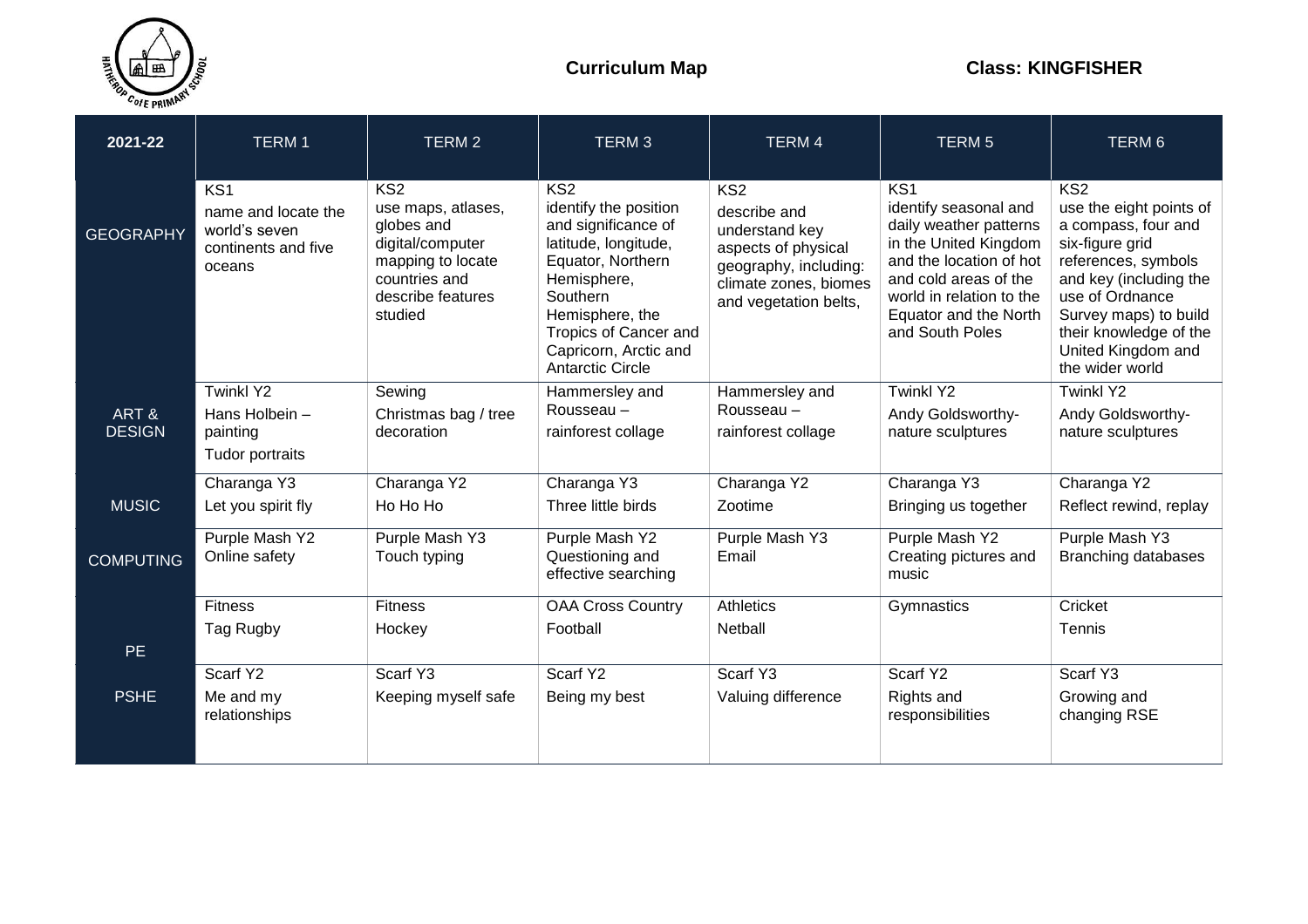**Curriculum Map** **Class: KINGFISHER**

| 2021-22 | TERM 1 | TERM 2 | TERM 3 | TERM 4 | TERM 5 | TERM 6 |
|---|---|---|---|---|---|---|
| GEOGRAPHY | KS1<br>name and locate the world's seven continents and five oceans | KS2<br>use maps, atlases, globes and digital/computer mapping to locate countries and describe features studied | KS2<br>identify the position and significance of latitude, longitude, Equator, Northern Hemisphere, Southern Hemisphere, the Tropics of Cancer and Capricorn, Arctic and Antarctic Circle | KS2<br>describe and understand key aspects of physical geography, including: climate zones, biomes and vegetation belts, | KS1<br>identify seasonal and daily weather patterns in the United Kingdom and the location of hot and cold areas of the world in relation to the Equator and the North and South Poles | KS2<br>use the eight points of a compass, four and six-figure grid references, symbols and key (including the use of Ordnance Survey maps) to build their knowledge of the United Kingdom and the wider world |
| ART & DESIGN | Twinkl Y2<br>Hans Holbein – painting<br>Tudor portraits | Sewing<br>Christmas bag / tree decoration | Hammersley and Rousseau –<br>rainforest collage | Hammersley and Rousseau –<br>rainforest collage | Twinkl Y2<br>Andy Goldsworthy- nature sculptures | Twinkl Y2<br>Andy Goldsworthy- nature sculptures |
| MUSIC | Charanga Y3<br>Let you spirit fly | Charanga Y2<br>Ho Ho Ho | Charanga Y3<br>Three little birds | Charanga Y2<br>Zootime | Charanga Y3<br>Bringing us together | Charanga Y2<br>Reflect rewind, replay |
| COMPUTING | Purple Mash Y2<br>Online safety | Purple Mash Y3<br>Touch typing | Purple Mash Y2<br>Questioning and effective searching | Purple Mash Y3<br>Email | Purple Mash Y2<br>Creating pictures and music | Purple Mash Y3<br>Branching databases |
| PE | Fitness<br>Tag Rugby | Fitness<br>Hockey | OAA Cross Country<br>Football | Athletics<br>Netball | Gymnastics | Cricket<br>Tennis |
| PSHE | Scarf Y2<br>Me and my relationships | Scarf Y3<br>Keeping myself safe | Scarf Y2<br>Being my best | Scarf Y3<br>Valuing difference | Scarf Y2<br>Rights and responsibilities | Scarf Y3<br>Growing and changing RSE |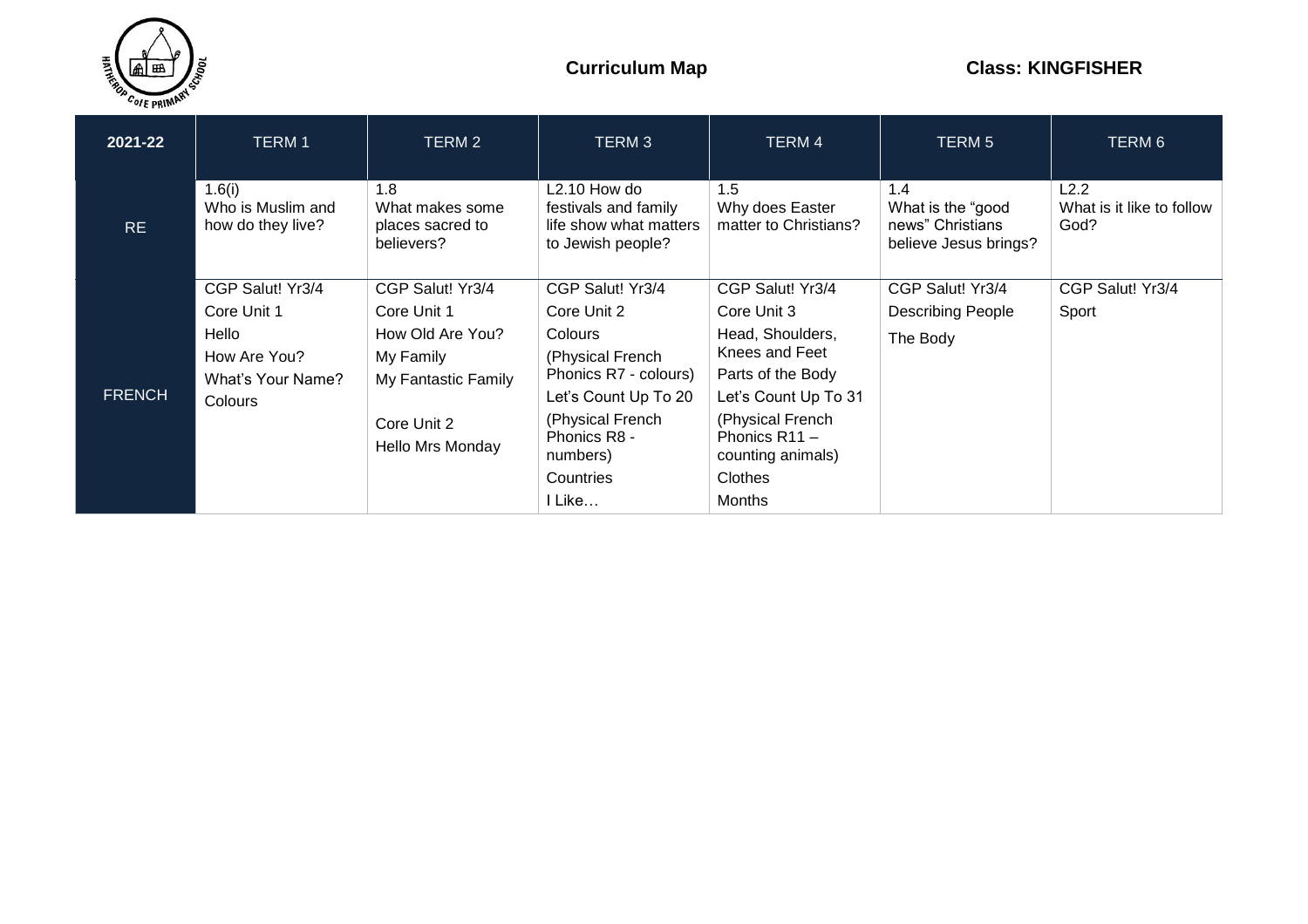**Curriculum Map** **Class: KINGFISHER**

| 2021-22 | TERM 1 | TERM 2 | TERM 3 | TERM 4 | TERM 5 | TERM 6 |
|---|---|---|---|---|---|---|
| RE | 1.6(i) Who is Muslim and how do they live? | 1.8 What makes some places sacred to believers? | L2.10 How do festivals and family life show what matters to Jewish people? | 1.5 Why does Easter matter to Christians? | 1.4 What is the "good news" Christians believe Jesus brings? | L2.2 What is it like to follow God? |
| FRENCH | CGP Salut! Yr3/4<br>Core Unit 1<br>Hello<br>How Are You?<br>What's Your Name?<br>Colours | CGP Salut! Yr3/4<br>Core Unit 1<br>How Old Are You?<br>My Family<br>My Fantastic Family<br><br>Core Unit 2<br>Hello Mrs Monday | CGP Salut! Yr3/4<br>Core Unit 2<br>Colours<br>(Physical French Phonics R7 - colours)<br>Let's Count Up To 20<br>(Physical French Phonics R8 - numbers)<br>Countries<br>I Like… | CGP Salut! Yr3/4<br>Core Unit 3<br>Head, Shoulders, Knees and Feet<br>Parts of the Body<br>Let's Count Up To 31<br>(Physical French Phonics R11 – counting animals)<br>Clothes<br>Months | CGP Salut! Yr3/4<br>Describing People<br>The Body | CGP Salut! Yr3/4<br>Sport |